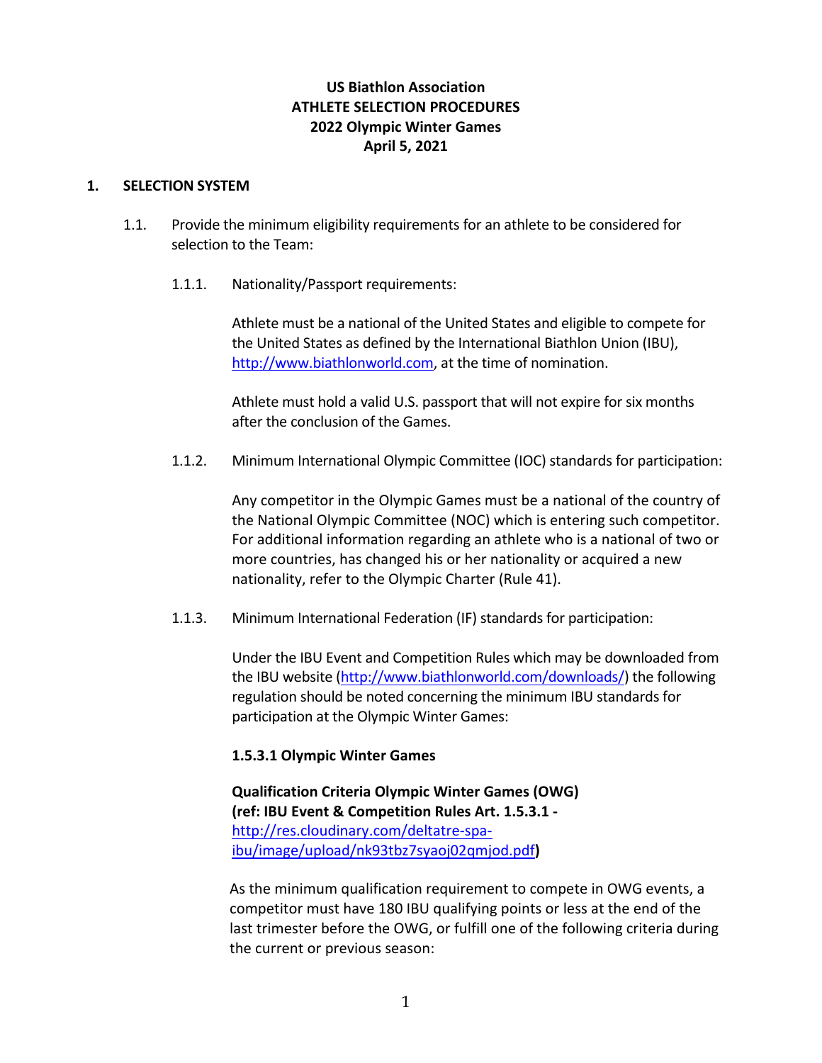**US Biathlon Association**
**ATHLETE SELECTION PROCEDURES**
**2022 Olympic Winter Games**
**April 5, 2021**

## 1. SELECTION SYSTEM

1.1. Provide the minimum eligibility requirements for an athlete to be considered for selection to the Team:

1.1.1. Nationality/Passport requirements:

Athlete must be a national of the United States and eligible to compete for the United States as defined by the International Biathlon Union (IBU), http://www.biathlonworld.com, at the time of nomination.

Athlete must hold a valid U.S. passport that will not expire for six months after the conclusion of the Games.

1.1.2. Minimum International Olympic Committee (IOC) standards for participation:

Any competitor in the Olympic Games must be a national of the country of the National Olympic Committee (NOC) which is entering such competitor. For additional information regarding an athlete who is a national of two or more countries, has changed his or her nationality or acquired a new nationality, refer to the Olympic Charter (Rule 41).

1.1.3. Minimum International Federation (IF) standards for participation:

Under the IBU Event and Competition Rules which may be downloaded from the IBU website (http://www.biathlonworld.com/downloads/) the following regulation should be noted concerning the minimum IBU standards for participation at the Olympic Winter Games:

**1.5.3.1 Olympic Winter Games**

**Qualification Criteria Olympic Winter Games (OWG) (ref: IBU Event & Competition Rules Art. 1.5.3.1 -** http://res.cloudinary.com/deltatre-spa-ibu/image/upload/nk93tbz7syaoj02qmjod.pdf**)**

As the minimum qualification requirement to compete in OWG events, a competitor must have 180 IBU qualifying points or less at the end of the last trimester before the OWG, or fulfill one of the following criteria during the current or previous season: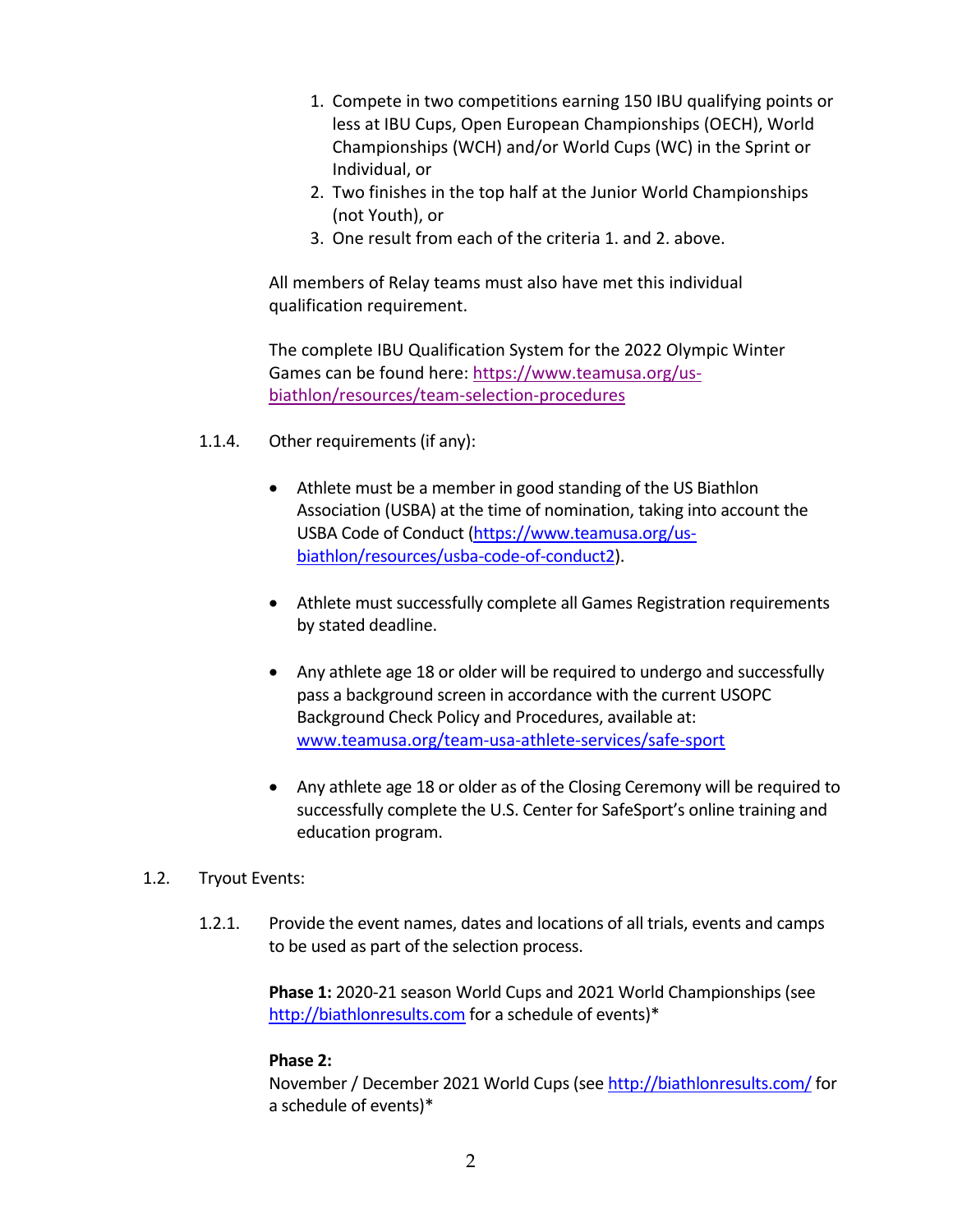1. Compete in two competitions earning 150 IBU qualifying points or less at IBU Cups, Open European Championships (OECH), World Championships (WCH) and/or World Cups (WC) in the Sprint or Individual, or
2. Two finishes in the top half at the Junior World Championships (not Youth), or
3. One result from each of the criteria 1. and 2. above.

All members of Relay teams must also have met this individual qualification requirement.

The complete IBU Qualification System for the 2022 Olympic Winter Games can be found here: [https://www.teamusa.org/us-biathlon/resources/team-selection-procedures](https://www.teamusa.org/us-biathlon/resources/team-selection-procedures)

1.1.4. Other requirements (if any):

- Athlete must be a member in good standing of the US Biathlon Association (USBA) at the time of nomination, taking into account the USBA Code of Conduct ([https://www.teamusa.org/us-biathlon/resources/usba-code-of-conduct2](https://www.teamusa.org/us-biathlon/resources/usba-code-of-conduct2)).

- Athlete must successfully complete all Games Registration requirements by stated deadline.

- Any athlete age 18 or older will be required to undergo and successfully pass a background screen in accordance with the current USOPC Background Check Policy and Procedures, available at: [www.teamusa.org/team-usa-athlete-services/safe-sport](www.teamusa.org/team-usa-athlete-services/safe-sport)

- Any athlete age 18 or older as of the Closing Ceremony will be required to successfully complete the U.S. Center for SafeSport's online training and education program.

1.2. Tryout Events:

1.2.1. Provide the event names, dates and locations of all trials, events and camps to be used as part of the selection process.

**Phase 1:** 2020-21 season World Cups and 2021 World Championships (see [http://biathlonresults.com](http://biathlonresults.com) for a schedule of events)*

**Phase 2:**
November / December 2021 World Cups (see [http://biathlonresults.com/](http://biathlonresults.com/) for a schedule of events)*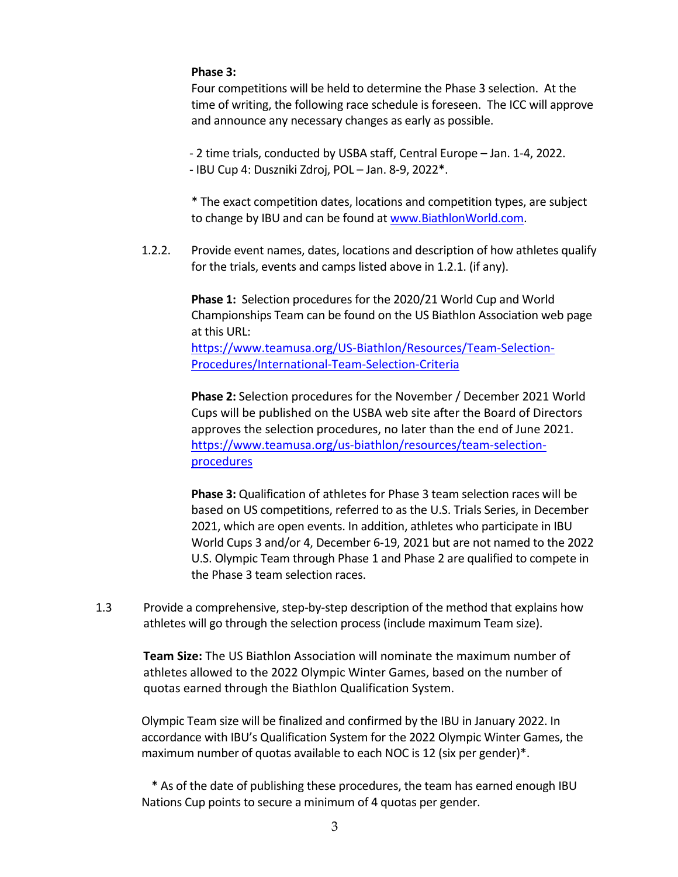**Phase 3:**
Four competitions will be held to determine the Phase 3 selection. At the time of writing, the following race schedule is foreseen. The ICC will approve and announce any necessary changes as early as possible.

- 2 time trials, conducted by USBA staff, Central Europe – Jan. 1-4, 2022.
- IBU Cup 4: Duszniki Zdroj, POL – Jan. 8-9, 2022*.

* The exact competition dates, locations and competition types, are subject to change by IBU and can be found at [www.BiathlonWorld.com](www.BiathlonWorld.com).

1.2.2. Provide event names, dates, locations and description of how athletes qualify for the trials, events and camps listed above in 1.2.1. (if any).

**Phase 1:** Selection procedures for the 2020/21 World Cup and World Championships Team can be found on the US Biathlon Association web page at this URL:
[https://www.teamusa.org/US-Biathlon/Resources/Team-Selection-Procedures/International-Team-Selection-Criteria](https://www.teamusa.org/US-Biathlon/Resources/Team-Selection-Procedures/International-Team-Selection-Criteria)

**Phase 2:** Selection procedures for the November / December 2021 World Cups will be published on the USBA web site after the Board of Directors approves the selection procedures, no later than the end of June 2021.
[https://www.teamusa.org/us-biathlon/resources/team-selection-procedures](https://www.teamusa.org/us-biathlon/resources/team-selection-procedures)

**Phase 3:** Qualification of athletes for Phase 3 team selection races will be based on US competitions, referred to as the U.S. Trials Series, in December 2021, which are open events. In addition, athletes who participate in IBU World Cups 3 and/or 4, December 6-19, 2021 but are not named to the 2022 U.S. Olympic Team through Phase 1 and Phase 2 are qualified to compete in the Phase 3 team selection races.

1.3 Provide a comprehensive, step-by-step description of the method that explains how athletes will go through the selection process (include maximum Team size).

**Team Size:** The US Biathlon Association will nominate the maximum number of athletes allowed to the 2022 Olympic Winter Games, based on the number of quotas earned through the Biathlon Qualification System.

Olympic Team size will be finalized and confirmed by the IBU in January 2022. In accordance with IBU's Qualification System for the 2022 Olympic Winter Games, the maximum number of quotas available to each NOC is 12 (six per gender)*.

* As of the date of publishing these procedures, the team has earned enough IBU Nations Cup points to secure a minimum of 4 quotas per gender.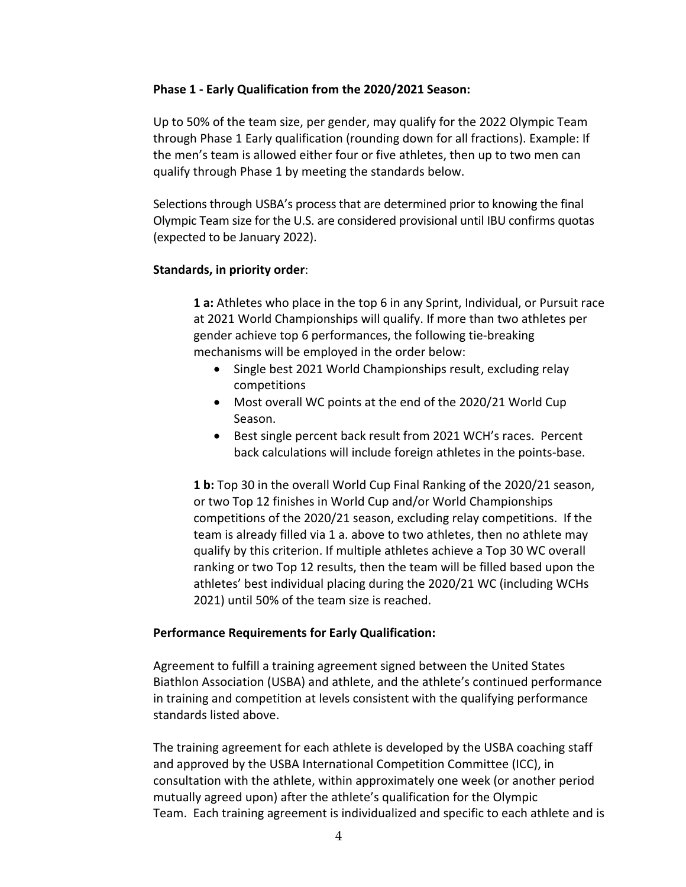**Phase 1 - Early Qualification from the 2020/2021 Season:**

Up to 50% of the team size, per gender, may qualify for the 2022 Olympic Team through Phase 1 Early qualification (rounding down for all fractions). Example: If the men's team is allowed either four or five athletes, then up to two men can qualify through Phase 1 by meeting the standards below.

Selections through USBA's process that are determined prior to knowing the final Olympic Team size for the U.S. are considered provisional until IBU confirms quotas (expected to be January 2022).

**Standards, in priority order**:

> **1 a:** Athletes who place in the top 6 in any Sprint, Individual, or Pursuit race at 2021 World Championships will qualify. If more than two athletes per gender achieve top 6 performances, the following tie-breaking mechanisms will be employed in the order below:
>
> - Single best 2021 World Championships result, excluding relay competitions
> - Most overall WC points at the end of the 2020/21 World Cup Season.
> - Best single percent back result from 2021 WCH's races. Percent back calculations will include foreign athletes in the points-base.
>
> **1 b:** Top 30 in the overall World Cup Final Ranking of the 2020/21 season, or two Top 12 finishes in World Cup and/or World Championships competitions of the 2020/21 season, excluding relay competitions. If the team is already filled via 1 a. above to two athletes, then no athlete may qualify by this criterion. If multiple athletes achieve a Top 30 WC overall ranking or two Top 12 results, then the team will be filled based upon the athletes' best individual placing during the 2020/21 WC (including WCHs 2021) until 50% of the team size is reached.

**Performance Requirements for Early Qualification:**

Agreement to fulfill a training agreement signed between the United States Biathlon Association (USBA) and athlete, and the athlete's continued performance in training and competition at levels consistent with the qualifying performance standards listed above.

The training agreement for each athlete is developed by the USBA coaching staff and approved by the USBA International Competition Committee (ICC), in consultation with the athlete, within approximately one week (or another period mutually agreed upon) after the athlete's qualification for the Olympic Team. Each training agreement is individualized and specific to each athlete and is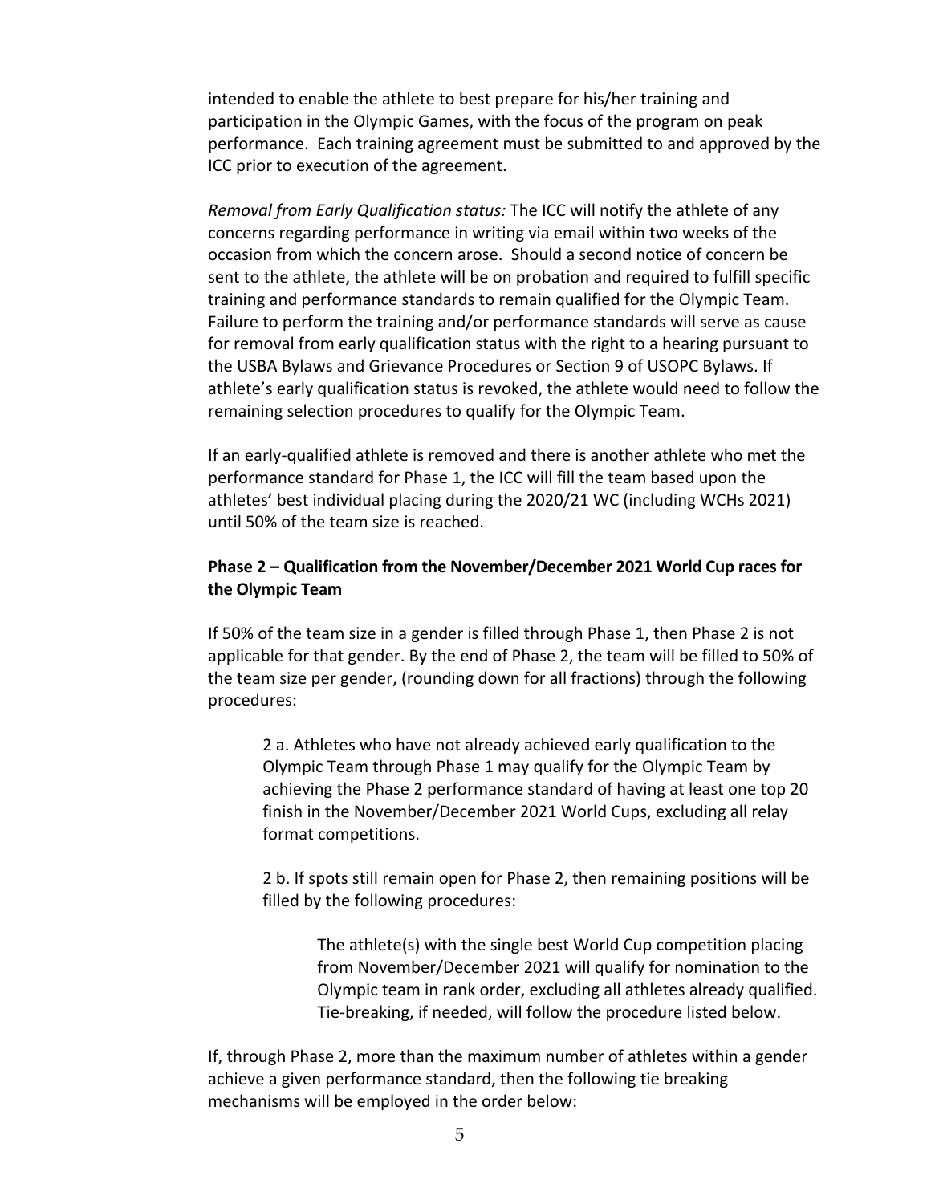intended to enable the athlete to best prepare for his/her training and participation in the Olympic Games, with the focus of the program on peak performance. Each training agreement must be submitted to and approved by the ICC prior to execution of the agreement.

*Removal from Early Qualification status:* The ICC will notify the athlete of any concerns regarding performance in writing via email within two weeks of the occasion from which the concern arose. Should a second notice of concern be sent to the athlete, the athlete will be on probation and required to fulfill specific training and performance standards to remain qualified for the Olympic Team. Failure to perform the training and/or performance standards will serve as cause for removal from early qualification status with the right to a hearing pursuant to the USBA Bylaws and Grievance Procedures or Section 9 of USOPC Bylaws. If athlete's early qualification status is revoked, the athlete would need to follow the remaining selection procedures to qualify for the Olympic Team.

If an early-qualified athlete is removed and there is another athlete who met the performance standard for Phase 1, the ICC will fill the team based upon the athletes' best individual placing during the 2020/21 WC (including WCHs 2021) until 50% of the team size is reached.

**Phase 2 – Qualification from the November/December 2021 World Cup races for the Olympic Team**

If 50% of the team size in a gender is filled through Phase 1, then Phase 2 is not applicable for that gender. By the end of Phase 2, the team will be filled to 50% of the team size per gender, (rounding down for all fractions) through the following procedures:

> 2 a. Athletes who have not already achieved early qualification to the Olympic Team through Phase 1 may qualify for the Olympic Team by achieving the Phase 2 performance standard of having at least one top 20 finish in the November/December 2021 World Cups, excluding all relay format competitions.
>
> 2 b. If spots still remain open for Phase 2, then remaining positions will be filled by the following procedures:
>
>> The athlete(s) with the single best World Cup competition placing from November/December 2021 will qualify for nomination to the Olympic team in rank order, excluding all athletes already qualified. Tie-breaking, if needed, will follow the procedure listed below.

If, through Phase 2, more than the maximum number of athletes within a gender achieve a given performance standard, then the following tie breaking mechanisms will be employed in the order below: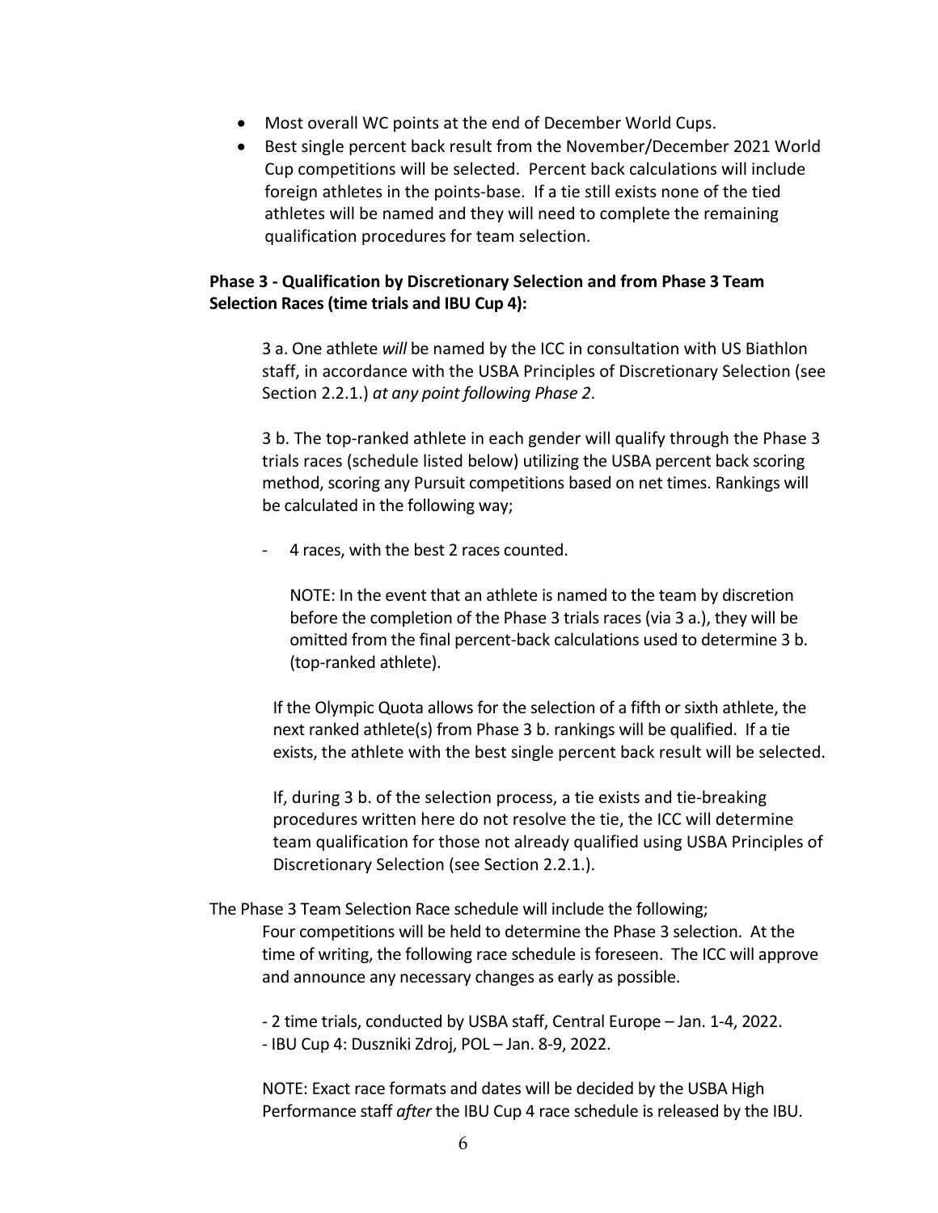- Most overall WC points at the end of December World Cups.
- Best single percent back result from the November/December 2021 World Cup competitions will be selected. Percent back calculations will include foreign athletes in the points-base. If a tie still exists none of the tied athletes will be named and they will need to complete the remaining qualification procedures for team selection.

**Phase 3 - Qualification by Discretionary Selection and from Phase 3 Team Selection Races (time trials and IBU Cup 4):**

3 a. One athlete *will* be named by the ICC in consultation with US Biathlon staff, in accordance with the USBA Principles of Discretionary Selection (see Section 2.2.1.) *at any point following Phase 2*.

3 b. The top-ranked athlete in each gender will qualify through the Phase 3 trials races (schedule listed below) utilizing the USBA percent back scoring method, scoring any Pursuit competitions based on net times. Rankings will be calculated in the following way;

- 4 races, with the best 2 races counted.

NOTE: In the event that an athlete is named to the team by discretion before the completion of the Phase 3 trials races (via 3 a.), they will be omitted from the final percent-back calculations used to determine 3 b. (top-ranked athlete).

If the Olympic Quota allows for the selection of a fifth or sixth athlete, the next ranked athlete(s) from Phase 3 b. rankings will be qualified. If a tie exists, the athlete with the best single percent back result will be selected.

If, during 3 b. of the selection process, a tie exists and tie-breaking procedures written here do not resolve the tie, the ICC will determine team qualification for those not already qualified using USBA Principles of Discretionary Selection (see Section 2.2.1.).

The Phase 3 Team Selection Race schedule will include the following;

Four competitions will be held to determine the Phase 3 selection. At the time of writing, the following race schedule is foreseen. The ICC will approve and announce any necessary changes as early as possible.

- 2 time trials, conducted by USBA staff, Central Europe – Jan. 1-4, 2022.
- IBU Cup 4: Duszniki Zdroj, POL – Jan. 8-9, 2022.

NOTE: Exact race formats and dates will be decided by the USBA High Performance staff *after* the IBU Cup 4 race schedule is released by the IBU.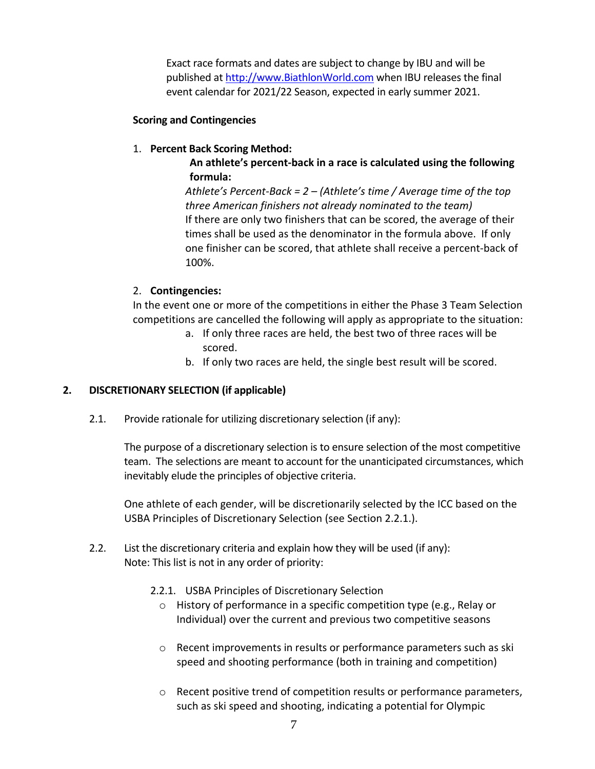Exact race formats and dates are subject to change by IBU and will be published at http://www.BiathlonWorld.com when IBU releases the final event calendar for 2021/22 Season, expected in early summer 2021.

**Scoring and Contingencies**

1. **Percent Back Scoring Method:**

   **An athlete's percent-back in a race is calculated using the following formula:**

   *Athlete's Percent-Back = 2 – (Athlete's time / Average time of the top three American finishers not already nominated to the team)*

   If there are only two finishers that can be scored, the average of their times shall be used as the denominator in the formula above. If only one finisher can be scored, that athlete shall receive a percent-back of 100%.

2. **Contingencies:**

   In the event one or more of the competitions in either the Phase 3 Team Selection competitions are cancelled the following will apply as appropriate to the situation:

   a. If only three races are held, the best two of three races will be scored.
   b. If only two races are held, the single best result will be scored.

## 2. DISCRETIONARY SELECTION (if applicable)

2.1. Provide rationale for utilizing discretionary selection (if any):

The purpose of a discretionary selection is to ensure selection of the most competitive team. The selections are meant to account for the unanticipated circumstances, which inevitably elude the principles of objective criteria.

One athlete of each gender, will be discretionarily selected by the ICC based on the USBA Principles of Discretionary Selection (see Section 2.2.1.).

2.2. List the discretionary criteria and explain how they will be used (if any):
Note: This list is not in any order of priority:

2.2.1. USBA Principles of Discretionary Selection

- History of performance in a specific competition type (e.g., Relay or Individual) over the current and previous two competitive seasons
- Recent improvements in results or performance parameters such as ski speed and shooting performance (both in training and competition)
- Recent positive trend of competition results or performance parameters, such as ski speed and shooting, indicating a potential for Olympic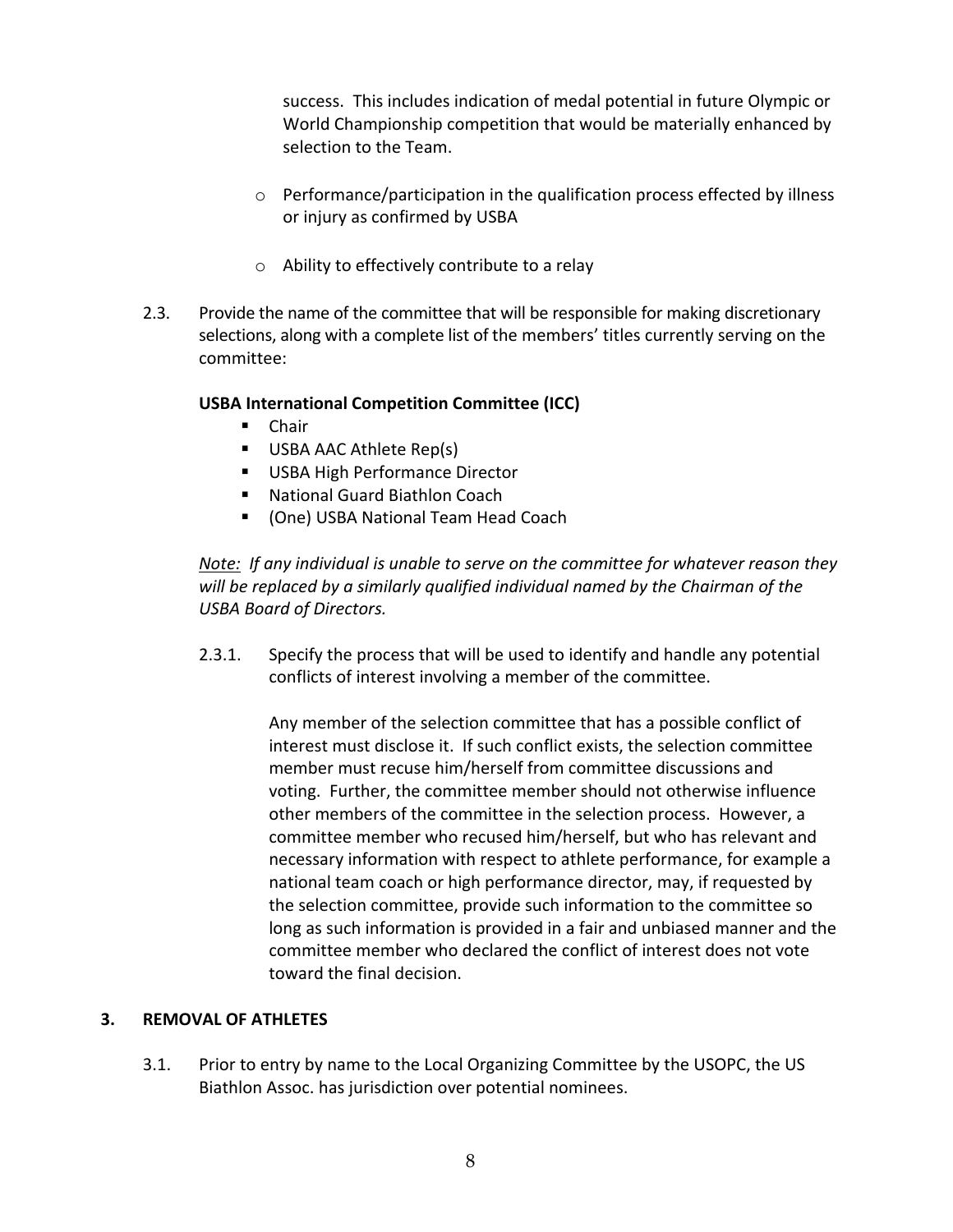success. This includes indication of medal potential in future Olympic or World Championship competition that would be materially enhanced by selection to the Team.

- Performance/participation in the qualification process effected by illness or injury as confirmed by USBA
- Ability to effectively contribute to a relay

2.3. Provide the name of the committee that will be responsible for making discretionary selections, along with a complete list of the members' titles currently serving on the committee:

**USBA International Competition Committee (ICC)**

- Chair
- USBA AAC Athlete Rep(s)
- USBA High Performance Director
- National Guard Biathlon Coach
- (One) USBA National Team Head Coach

*Note: If any individual is unable to serve on the committee for whatever reason they will be replaced by a similarly qualified individual named by the Chairman of the USBA Board of Directors.*

2.3.1. Specify the process that will be used to identify and handle any potential conflicts of interest involving a member of the committee.

Any member of the selection committee that has a possible conflict of interest must disclose it. If such conflict exists, the selection committee member must recuse him/herself from committee discussions and voting. Further, the committee member should not otherwise influence other members of the committee in the selection process. However, a committee member who recused him/herself, but who has relevant and necessary information with respect to athlete performance, for example a national team coach or high performance director, may, if requested by the selection committee, provide such information to the committee so long as such information is provided in a fair and unbiased manner and the committee member who declared the conflict of interest does not vote toward the final decision.

## 3. REMOVAL OF ATHLETES

3.1. Prior to entry by name to the Local Organizing Committee by the USOPC, the US Biathlon Assoc. has jurisdiction over potential nominees.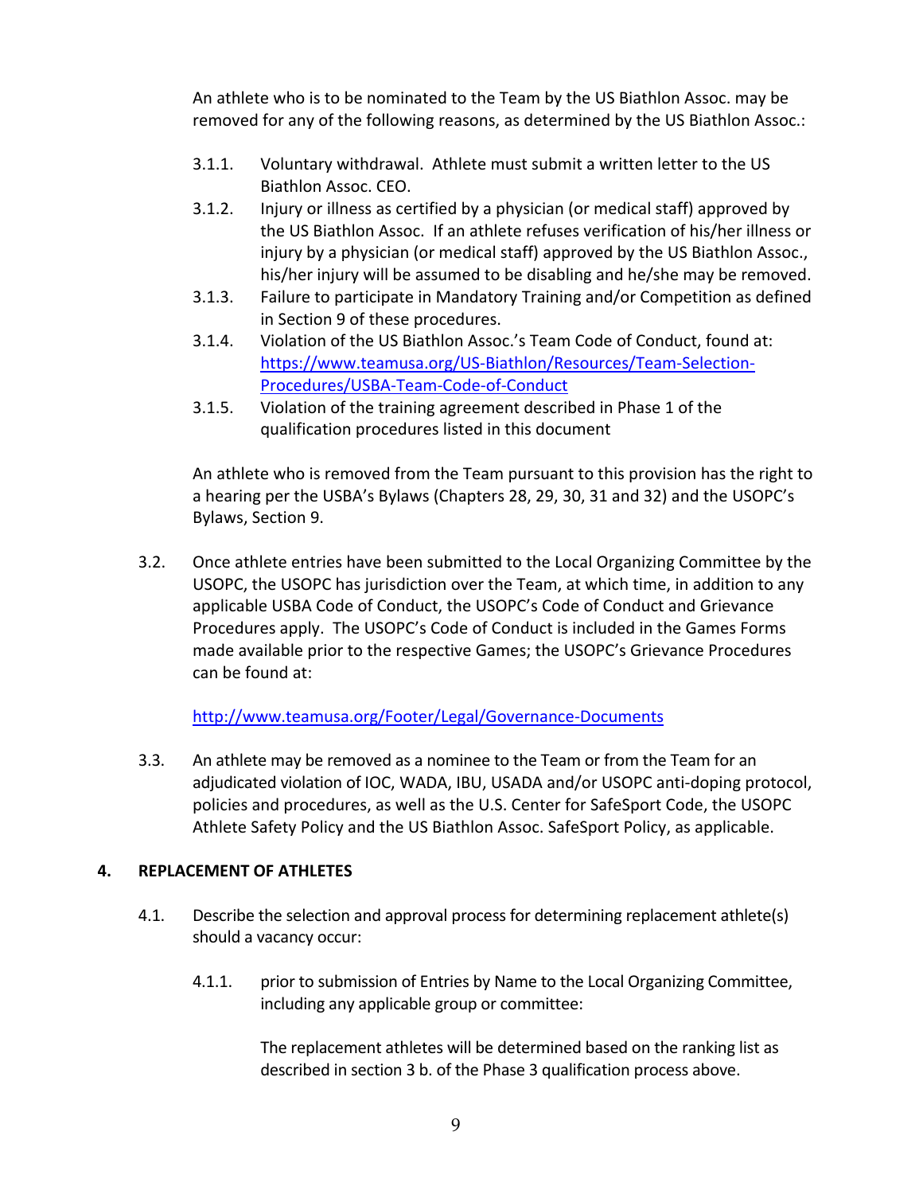An athlete who is to be nominated to the Team by the US Biathlon Assoc. may be removed for any of the following reasons, as determined by the US Biathlon Assoc.:

3.1.1. Voluntary withdrawal. Athlete must submit a written letter to the US Biathlon Assoc. CEO.

3.1.2. Injury or illness as certified by a physician (or medical staff) approved by the US Biathlon Assoc. If an athlete refuses verification of his/her illness or injury by a physician (or medical staff) approved by the US Biathlon Assoc., his/her injury will be assumed to be disabling and he/she may be removed.

3.1.3. Failure to participate in Mandatory Training and/or Competition as defined in Section 9 of these procedures.

3.1.4. Violation of the US Biathlon Assoc.'s Team Code of Conduct, found at: [https://www.teamusa.org/US-Biathlon/Resources/Team-Selection-Procedures/USBA-Team-Code-of-Conduct](https://www.teamusa.org/US-Biathlon/Resources/Team-Selection-Procedures/USBA-Team-Code-of-Conduct)

3.1.5. Violation of the training agreement described in Phase 1 of the qualification procedures listed in this document

An athlete who is removed from the Team pursuant to this provision has the right to a hearing per the USBA's Bylaws (Chapters 28, 29, 30, 31 and 32) and the USOPC's Bylaws, Section 9.

3.2. Once athlete entries have been submitted to the Local Organizing Committee by the USOPC, the USOPC has jurisdiction over the Team, at which time, in addition to any applicable USBA Code of Conduct, the USOPC's Code of Conduct and Grievance Procedures apply. The USOPC's Code of Conduct is included in the Games Forms made available prior to the respective Games; the USOPC's Grievance Procedures can be found at:

[http://www.teamusa.org/Footer/Legal/Governance-Documents](http://www.teamusa.org/Footer/Legal/Governance-Documents)

3.3. An athlete may be removed as a nominee to the Team or from the Team for an adjudicated violation of IOC, WADA, IBU, USADA and/or USOPC anti-doping protocol, policies and procedures, as well as the U.S. Center for SafeSport Code, the USOPC Athlete Safety Policy and the US Biathlon Assoc. SafeSport Policy, as applicable.

## 4. REPLACEMENT OF ATHLETES

4.1. Describe the selection and approval process for determining replacement athlete(s) should a vacancy occur:

4.1.1. prior to submission of Entries by Name to the Local Organizing Committee, including any applicable group or committee:

The replacement athletes will be determined based on the ranking list as described in section 3 b. of the Phase 3 qualification process above.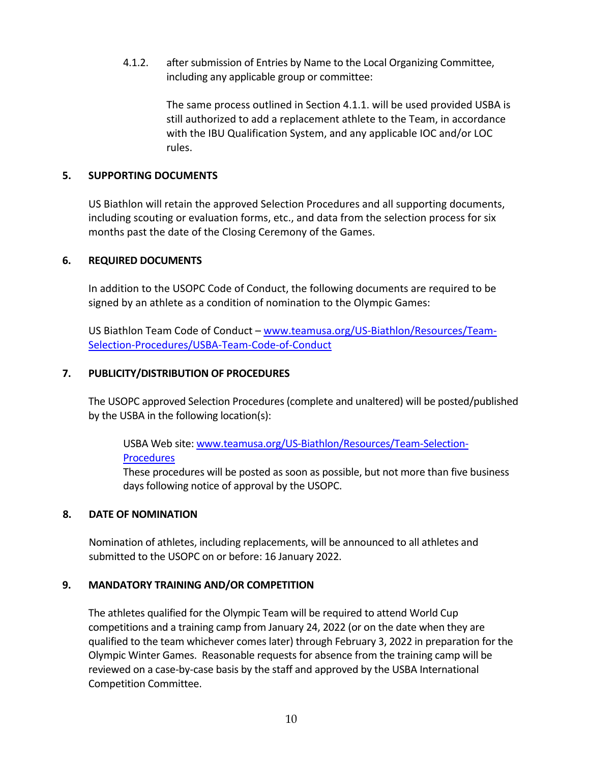4.1.2. after submission of Entries by Name to the Local Organizing Committee, including any applicable group or committee:

The same process outlined in Section 4.1.1. will be used provided USBA is still authorized to add a replacement athlete to the Team, in accordance with the IBU Qualification System, and any applicable IOC and/or LOC rules.

## 5. SUPPORTING DOCUMENTS

US Biathlon will retain the approved Selection Procedures and all supporting documents, including scouting or evaluation forms, etc., and data from the selection process for six months past the date of the Closing Ceremony of the Games.

## 6. REQUIRED DOCUMENTS

In addition to the USOPC Code of Conduct, the following documents are required to be signed by an athlete as a condition of nomination to the Olympic Games:

US Biathlon Team Code of Conduct – [www.teamusa.org/US-Biathlon/Resources/Team-Selection-Procedures/USBA-Team-Code-of-Conduct](www.teamusa.org/US-Biathlon/Resources/Team-Selection-Procedures/USBA-Team-Code-of-Conduct)

## 7. PUBLICITY/DISTRIBUTION OF PROCEDURES

The USOPC approved Selection Procedures (complete and unaltered) will be posted/published by the USBA in the following location(s):

USBA Web site: [www.teamusa.org/US-Biathlon/Resources/Team-Selection-Procedures](www.teamusa.org/US-Biathlon/Resources/Team-Selection-Procedures)
These procedures will be posted as soon as possible, but not more than five business days following notice of approval by the USOPC.

## 8. DATE OF NOMINATION

Nomination of athletes, including replacements, will be announced to all athletes and submitted to the USOPC on or before: 16 January 2022.

## 9. MANDATORY TRAINING AND/OR COMPETITION

The athletes qualified for the Olympic Team will be required to attend World Cup competitions and a training camp from January 24, 2022 (or on the date when they are qualified to the team whichever comes later) through February 3, 2022 in preparation for the Olympic Winter Games. Reasonable requests for absence from the training camp will be reviewed on a case-by-case basis by the staff and approved by the USBA International Competition Committee.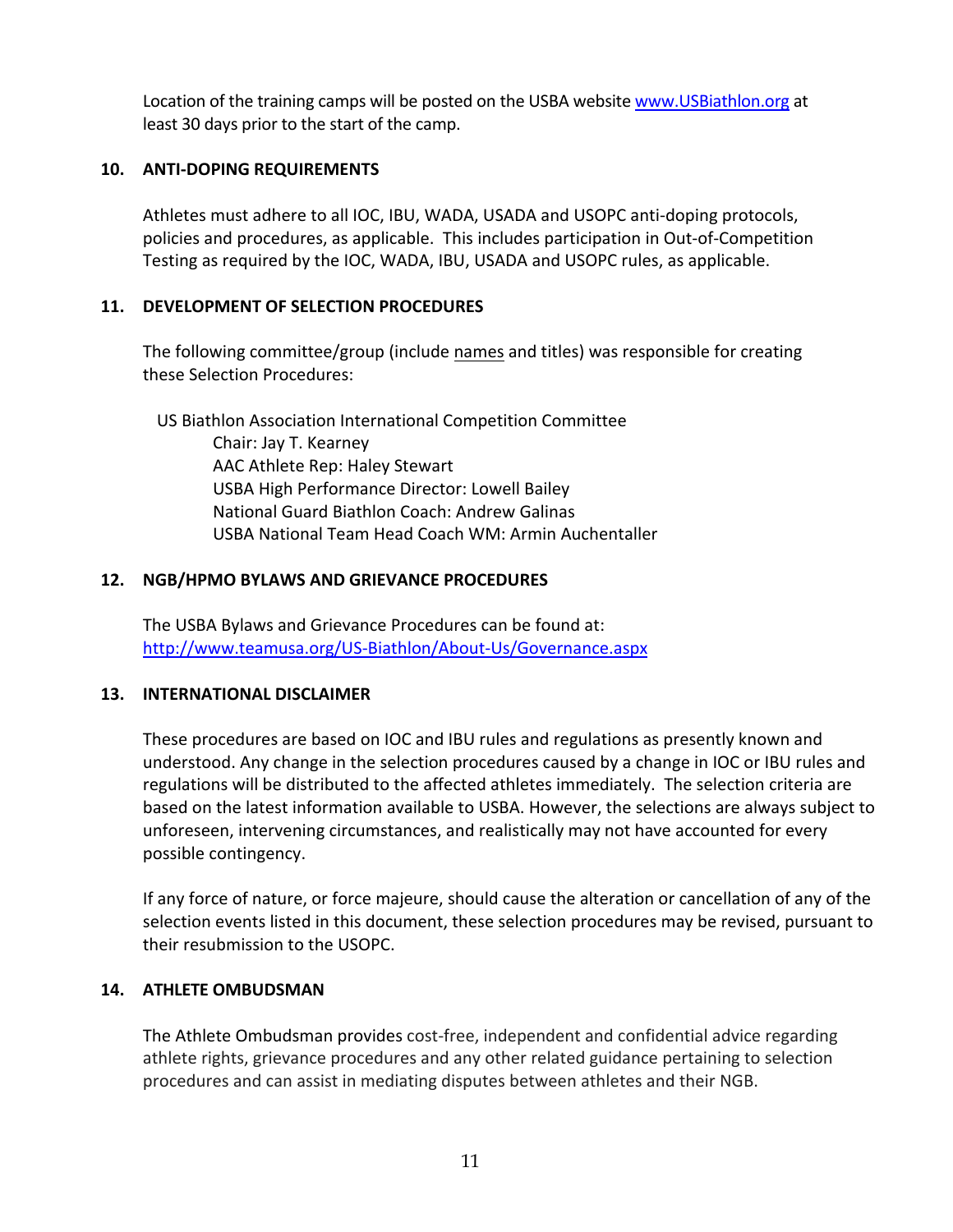Location of the training camps will be posted on the USBA website [www.USBiathlon.org](http://www.USBiathlon.org) at least 30 days prior to the start of the camp.

## 10. ANTI-DOPING REQUIREMENTS

Athletes must adhere to all IOC, IBU, WADA, USADA and USOPC anti-doping protocols, policies and procedures, as applicable. This includes participation in Out-of-Competition Testing as required by the IOC, WADA, IBU, USADA and USOPC rules, as applicable.

## 11. DEVELOPMENT OF SELECTION PROCEDURES

The following committee/group (include names and titles) was responsible for creating these Selection Procedures:

US Biathlon Association International Competition Committee

- Chair: Jay T. Kearney
- AAC Athlete Rep: Haley Stewart
- USBA High Performance Director: Lowell Bailey
- National Guard Biathlon Coach: Andrew Galinas
- USBA National Team Head Coach WM: Armin Auchentaller

## 12. NGB/HPMO BYLAWS AND GRIEVANCE PROCEDURES

The USBA Bylaws and Grievance Procedures can be found at:
[http://www.teamusa.org/US-Biathlon/About-Us/Governance.aspx](http://www.teamusa.org/US-Biathlon/About-Us/Governance.aspx)

## 13. INTERNATIONAL DISCLAIMER

These procedures are based on IOC and IBU rules and regulations as presently known and understood. Any change in the selection procedures caused by a change in IOC or IBU rules and regulations will be distributed to the affected athletes immediately. The selection criteria are based on the latest information available to USBA. However, the selections are always subject to unforeseen, intervening circumstances, and realistically may not have accounted for every possible contingency.

If any force of nature, or force majeure, should cause the alteration or cancellation of any of the selection events listed in this document, these selection procedures may be revised, pursuant to their resubmission to the USOPC.

## 14. ATHLETE OMBUDSMAN

The Athlete Ombudsman provides cost-free, independent and confidential advice regarding athlete rights, grievance procedures and any other related guidance pertaining to selection procedures and can assist in mediating disputes between athletes and their NGB.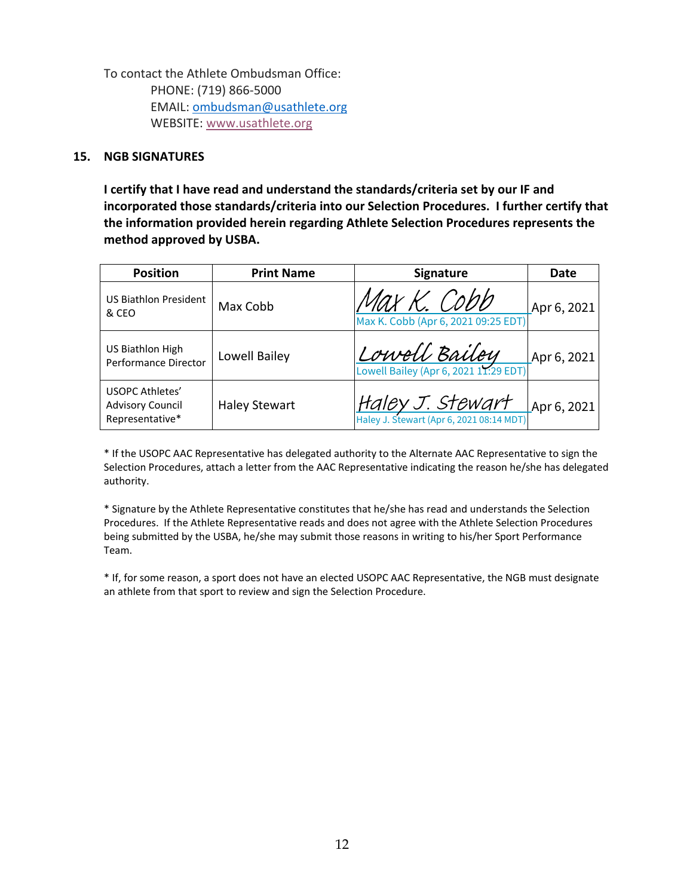To contact the Athlete Ombudsman Office:

PHONE: (719) 866-5000
EMAIL: ombudsman@usathlete.org
WEBSITE: www.usathlete.org

## 15. NGB SIGNATURES

**I certify that I have read and understand the standards/criteria set by our IF and incorporated those standards/criteria into our Selection Procedures. I further certify that the information provided herein regarding Athlete Selection Procedures represents the method approved by USBA.**

| Position | Print Name | Signature | Date |
|---|---|---|---|
| US Biathlon President & CEO | Max Cobb | Max K. Cobb<br>Max K. Cobb (Apr 6, 2021 09:25 EDT) | Apr 6, 2021 |
| US Biathlon High Performance Director | Lowell Bailey | Lowell Bailey<br>Lowell Bailey (Apr 6, 2021 11:29 EDT) | Apr 6, 2021 |
| USOPC Athletes' Advisory Council Representative* | Haley Stewart | Haley J. Stewart<br>Haley J. Stewart (Apr 6, 2021 08:14 MDT) | Apr 6, 2021 |

* If the USOPC AAC Representative has delegated authority to the Alternate AAC Representative to sign the Selection Procedures, attach a letter from the AAC Representative indicating the reason he/she has delegated authority.

* Signature by the Athlete Representative constitutes that he/she has read and understands the Selection Procedures. If the Athlete Representative reads and does not agree with the Athlete Selection Procedures being submitted by the USBA, he/she may submit those reasons in writing to his/her Sport Performance Team.

* If, for some reason, a sport does not have an elected USOPC AAC Representative, the NGB must designate an athlete from that sport to review and sign the Selection Procedure.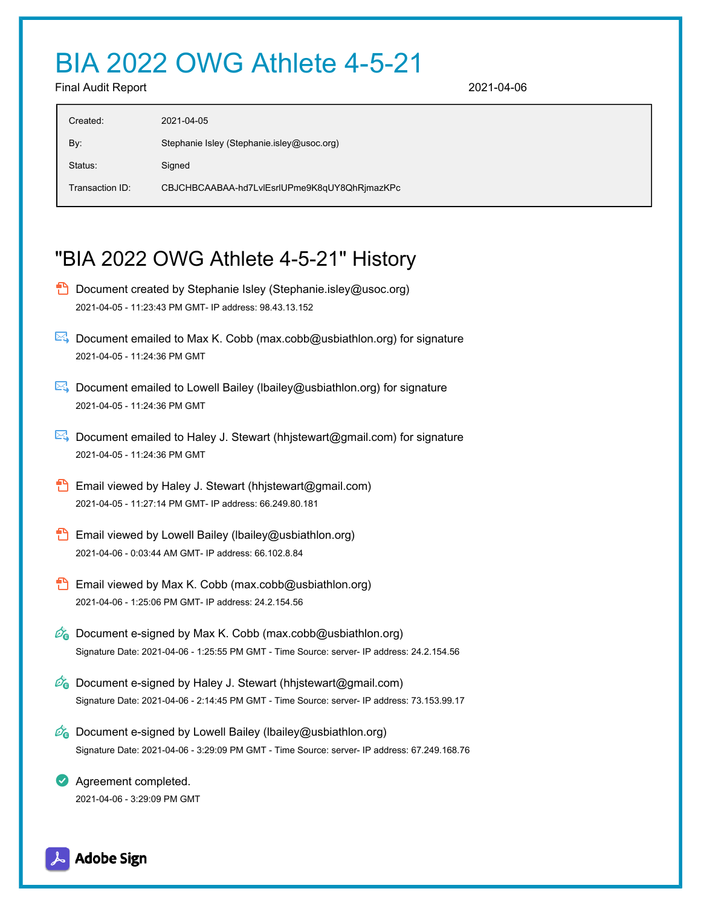# BIA 2022 OWG Athlete 4-5-21

Final Audit Report 2021-04-06

| | |
|---|---|
| Created: | 2021-04-05 |
| By: | Stephanie Isley (Stephanie.isley@usoc.org) |
| Status: | Signed |
| Transaction ID: | CBJCHBCAABAA-hd7LvlEsrlUPme9K8qUY8QhRjmazKPc |

## "BIA 2022 OWG Athlete 4-5-21" History

- Document created by Stephanie Isley (Stephanie.isley@usoc.org)
  2021-04-05 - 11:23:43 PM GMT- IP address: 98.43.13.152

- Document emailed to Max K. Cobb (max.cobb@usbiathlon.org) for signature
  2021-04-05 - 11:24:36 PM GMT

- Document emailed to Lowell Bailey (lbailey@usbiathlon.org) for signature
  2021-04-05 - 11:24:36 PM GMT

- Document emailed to Haley J. Stewart (hhjstewart@gmail.com) for signature
  2021-04-05 - 11:24:36 PM GMT

- Email viewed by Haley J. Stewart (hhjstewart@gmail.com)
  2021-04-05 - 11:27:14 PM GMT- IP address: 66.249.80.181

- Email viewed by Lowell Bailey (lbailey@usbiathlon.org)
  2021-04-06 - 0:03:44 AM GMT- IP address: 66.102.8.84

- Email viewed by Max K. Cobb (max.cobb@usbiathlon.org)
  2021-04-06 - 1:25:06 PM GMT- IP address: 24.2.154.56

- Document e-signed by Max K. Cobb (max.cobb@usbiathlon.org)
  Signature Date: 2021-04-06 - 1:25:55 PM GMT - Time Source: server- IP address: 24.2.154.56

- Document e-signed by Haley J. Stewart (hhjstewart@gmail.com)
  Signature Date: 2021-04-06 - 2:14:45 PM GMT - Time Source: server- IP address: 73.153.99.17

- Document e-signed by Lowell Bailey (lbailey@usbiathlon.org)
  Signature Date: 2021-04-06 - 3:29:09 PM GMT - Time Source: server- IP address: 67.249.168.76

- Agreement completed.
  2021-04-06 - 3:29:09 PM GMT

Adobe Sign